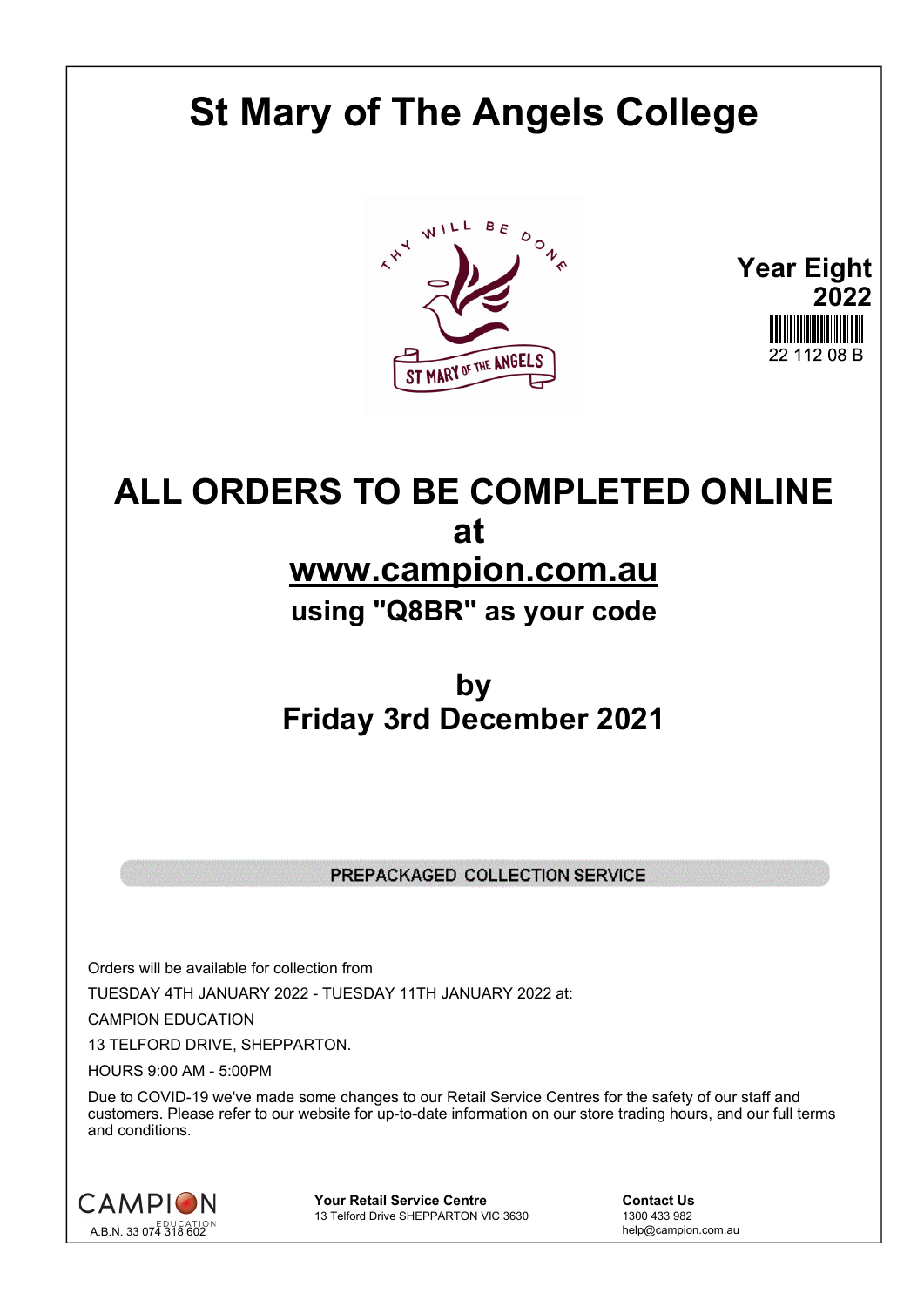# St Mary of The Angels College

**Year Eight**
**2022**
22 112 08 B

## ALL ORDERS TO BE COMPLETED ONLINE at [www.campion.com.au](http://www.campion.com.au)

### using "Q8BR" as your code

## by
## Friday 3rd December 2021

**PREPACKAGED COLLECTION SERVICE**

Orders will be available for collection from

TUESDAY 4TH JANUARY 2022 - TUESDAY 11TH JANUARY 2022 at:

CAMPION EDUCATION

13 TELFORD DRIVE, SHEPPARTON.

HOURS 9:00 AM - 5:00PM

Due to COVID-19 we've made some changes to our Retail Service Centres for the safety of our staff and customers. Please refer to our website for up-to-date information on our store trading hours, and our full terms and conditions.

CAMPION EDUCATION
A.B.N. 33 074 318 602

**Your Retail Service Centre**
13 Telford Drive SHEPPARTON VIC 3630

**Contact Us**
1300 433 982
help@campion.com.au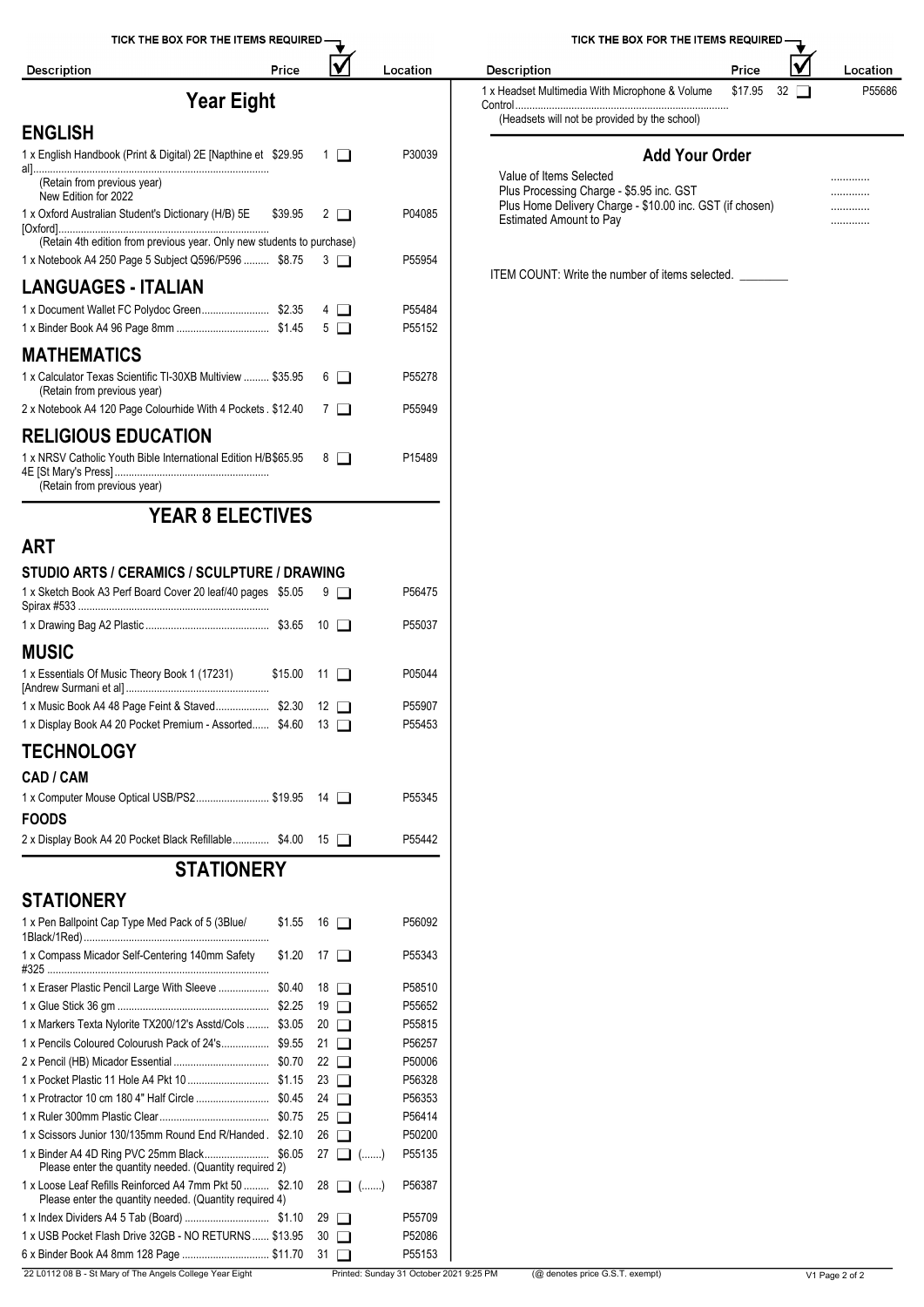# Year Eight

| Description | Price | ☑ | Location |
|---|---|---|---|

## ENGLISH

| Description | Price | ☑ | Location |
|---|---|---|---|
| 1 x English Handbook (Print & Digital) 2E [Napthine et al] (Retain from previous year) New Edition for 2022 | $29.95 | 1 ☐ | P30039 |
| 1 x Oxford Australian Student's Dictionary (H/B) 5E [Oxford] (Retain 4th edition from previous year. Only new students to purchase) | $39.95 | 2 ☐ | P04085 |
| 1 x Notebook A4 250 Page 5 Subject Q596/P596 | $8.75 | 3 ☐ | P55954 |

## LANGUAGES - ITALIAN

| Description | Price | ☑ | Location |
|---|---|---|---|
| 1 x Document Wallet FC Polydoc Green | $2.35 | 4 ☐ | P55484 |
| 1 x Binder Book A4 96 Page 8mm | $1.45 | 5 ☐ | P55152 |

## MATHEMATICS

| Description | Price | ☑ | Location |
|---|---|---|---|
| 1 x Calculator Texas Scientific TI-30XB Multiview (Retain from previous year) | $35.95 | 6 ☐ | P55278 |
| 2 x Notebook A4 120 Page Colourhide With 4 Pockets | $12.40 | 7 ☐ | P55949 |

## RELIGIOUS EDUCATION

| Description | Price | ☑ | Location |
|---|---|---|---|
| 1 x NRSV Catholic Youth Bible International Edition H/B 4E [St Mary's Press] (Retain from previous year) | $65.95 | 8 ☐ | P15489 |

# YEAR 8 ELECTIVES

## ART

### STUDIO ARTS / CERAMICS / SCULPTURE / DRAWING

| Description | Price | ☑ | Location |
|---|---|---|---|
| 1 x Sketch Book A3 Perf Board Cover 20 leaf/40 pages Spirax #533 | $5.05 | 9 ☐ | P56475 |
| 1 x Drawing Bag A2 Plastic | $3.65 | 10 ☐ | P55037 |

## MUSIC

| Description | Price | ☑ | Location |
|---|---|---|---|
| 1 x Essentials Of Music Theory Book 1 (17231) [Andrew Surmani et al] | $15.00 | 11 ☐ | P05044 |
| 1 x Music Book A4 48 Page Feint & Staved | $2.30 | 12 ☐ | P55907 |
| 1 x Display Book A4 20 Pocket Premium - Assorted | $4.60 | 13 ☐ | P55453 |

## TECHNOLOGY

### CAD / CAM

| Description | Price | ☑ | Location |
|---|---|---|---|
| 1 x Computer Mouse Optical USB/PS2 | $19.95 | 14 ☐ | P55345 |

### FOODS

| Description | Price | ☑ | Location |
|---|---|---|---|
| 2 x Display Book A4 20 Pocket Black Refillable | $4.00 | 15 ☐ | P55442 |

# STATIONERY

## STATIONERY

| Description | Price | ☑ | Location |
|---|---|---|---|
| 1 x Pen Ballpoint Cap Type Med Pack of 5 (3Blue/1Black/1Red) | $1.55 | 16 ☐ | P56092 |
| 1 x Compass Micador Self-Centering 140mm Safety #325 | $1.20 | 17 ☐ | P55343 |
| 1 x Eraser Plastic Pencil Large With Sleeve | $0.40 | 18 ☐ | P58510 |
| 1 x Glue Stick 36 gm | $2.25 | 19 ☐ | P55652 |
| 1 x Markers Texta Nylorite TX200/12's Asstd/Cols | $3.05 | 20 ☐ | P55815 |
| 1 x Pencils Coloured Colourush Pack of 24's | $9.55 | 21 ☐ | P56257 |
| 2 x Pencil (HB) Micador Essential | $0.70 | 22 ☐ | P50006 |
| 1 x Pocket Plastic 11 Hole A4 Pkt 10 | $1.15 | 23 ☐ | P56328 |
| 1 x Protractor 10 cm 180 4" Half Circle | $0.45 | 24 ☐ | P56353 |
| 1 x Ruler 300mm Plastic Clear | $0.75 | 25 ☐ | P56414 |
| 1 x Scissors Junior 130/135mm Round End R/Handed | $2.10 | 26 ☐ | P50200 |
| 1 x Binder A4 4D Ring PVC 25mm Black Please enter the quantity needed. (Quantity required 2) | $6.05 | 27 ☐ (.......) | P55135 |
| 1 x Loose Leaf Refills Reinforced A4 7mm Pkt 50 Please enter the quantity needed. (Quantity required 4) | $2.10 | 28 ☐ (.......) | P56387 |
| 1 x Index Dividers A4 5 Tab (Board) | $1.10 | 29 ☐ | P55709 |
| 1 x USB Pocket Flash Drive 32GB - NO RETURNS | $13.95 | 30 ☐ | P52086 |
| 6 x Binder Book A4 8mm 128 Page | $11.70 | 31 ☐ | P55153 |
| 1 x Headset Multimedia With Microphone & Volume Control (Headsets will not be provided by the school) | $17.95 | 32 ☐ | P55686 |

## Add Your Order

| | |
|---|---|
| Value of Items Selected | ............. |
| Plus Processing Charge - $5.95 inc. GST | ............. |
| Plus Home Delivery Charge - $10.00 inc. GST (if chosen) | ............. |
| Estimated Amount to Pay | ............. |

ITEM COUNT: Write the number of items selected. ________

22 L0112 08 B - St Mary of The Angels College Year Eight — Printed: Sunday 31 October 2021 9:25 PM — (@ denotes price G.S.T. exempt) — V1